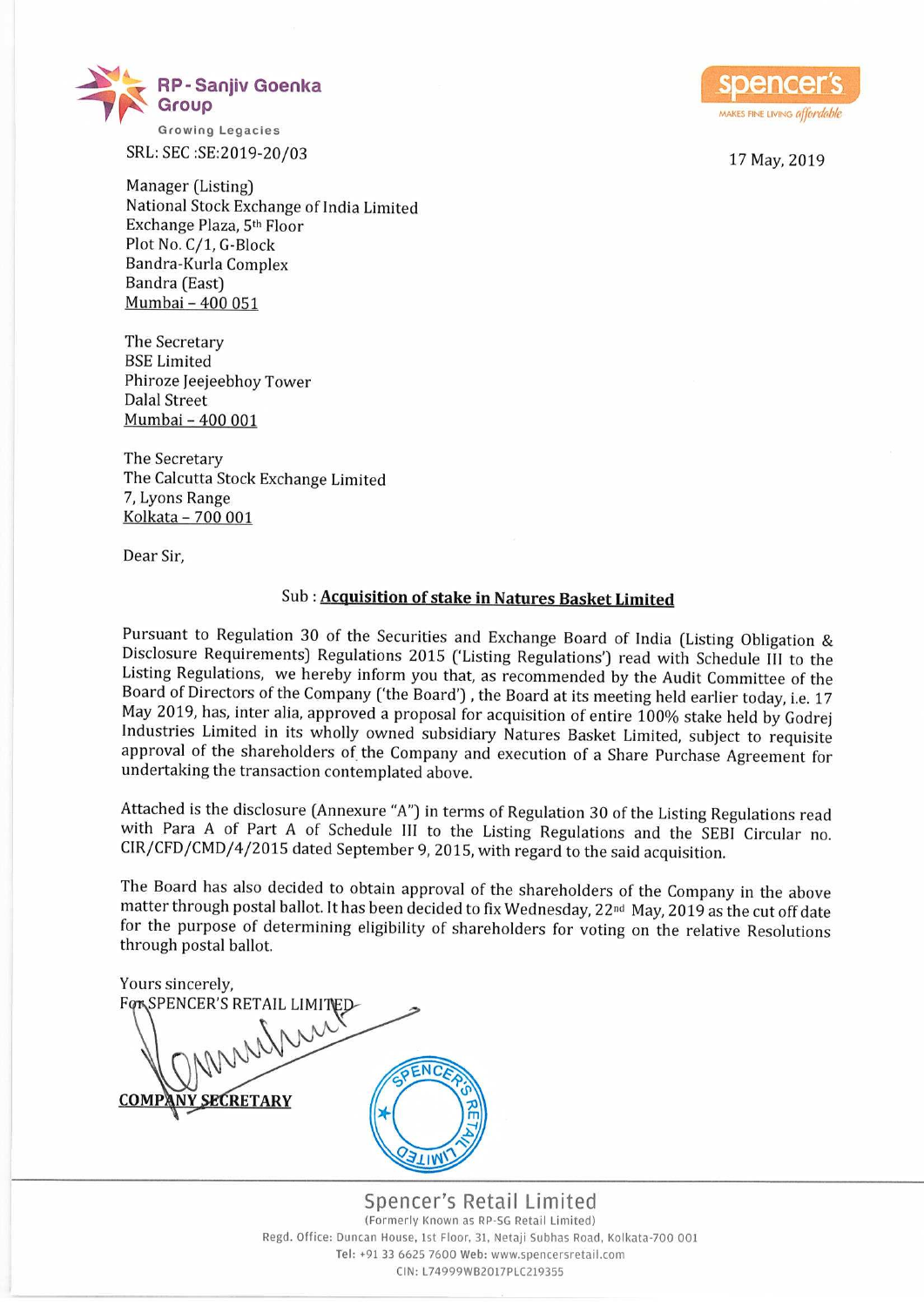RP - Sanjiv Goenka Group

Growing Legacies

spencer's

MAKES FINE LIVING *affordable*

SRL: SEC :SE:2019-20/03

17 May, 2019

Manager (Listing)
National Stock Exchange of India Limited
Exchange Plaza, 5th Floor
Plot No. C/1, G-Block
Bandra-Kurla Complex
Bandra (East)
Mumbai – 400 051

The Secretary
BSE Limited
Phiroze Jeejeebhoy Tower
Dalal Street
Mumbai – 400 001

The Secretary
The Calcutta Stock Exchange Limited
7, Lyons Range
Kolkata – 700 001

Dear Sir,

Sub : **Acquisition of stake in Natures Basket Limited**

Pursuant to Regulation 30 of the Securities and Exchange Board of India (Listing Obligation & Disclosure Requirements) Regulations 2015 ('Listing Regulations') read with Schedule III to the Listing Regulations, we hereby inform you that, as recommended by the Audit Committee of the Board of Directors of the Company ('the Board') , the Board at its meeting held earlier today, i.e. 17 May 2019, has, inter alia, approved a proposal for acquisition of entire 100% stake held by Godrej Industries Limited in its wholly owned subsidiary Natures Basket Limited, subject to requisite approval of the shareholders of the Company and execution of a Share Purchase Agreement for undertaking the transaction contemplated above.

Attached is the disclosure (Annexure "A") in terms of Regulation 30 of the Listing Regulations read with Para A of Part A of Schedule III to the Listing Regulations and the SEBI Circular no. CIR/CFD/CMD/4/2015 dated September 9, 2015, with regard to the said acquisition.

The Board has also decided to obtain approval of the shareholders of the Company in the above matter through postal ballot. It has been decided to fix Wednesday, 22nd May, 2019 as the cut off date for the purpose of determining eligibility of shareholders for voting on the relative Resolutions through postal ballot.

Yours sincerely,
For SPENCER'S RETAIL LIMITED

**COMPANY SECRETARY**

Spencer's Retail Limited
(Formerly Known as RP-SG Retail Limited)
Regd. Office: Duncan House, 1st Floor, 31, Netaji Subhas Road, Kolkata-700 001
Tel: +91 33 6625 7600 Web: www.spencersretail.com
CIN: L74999WB2017PLC219355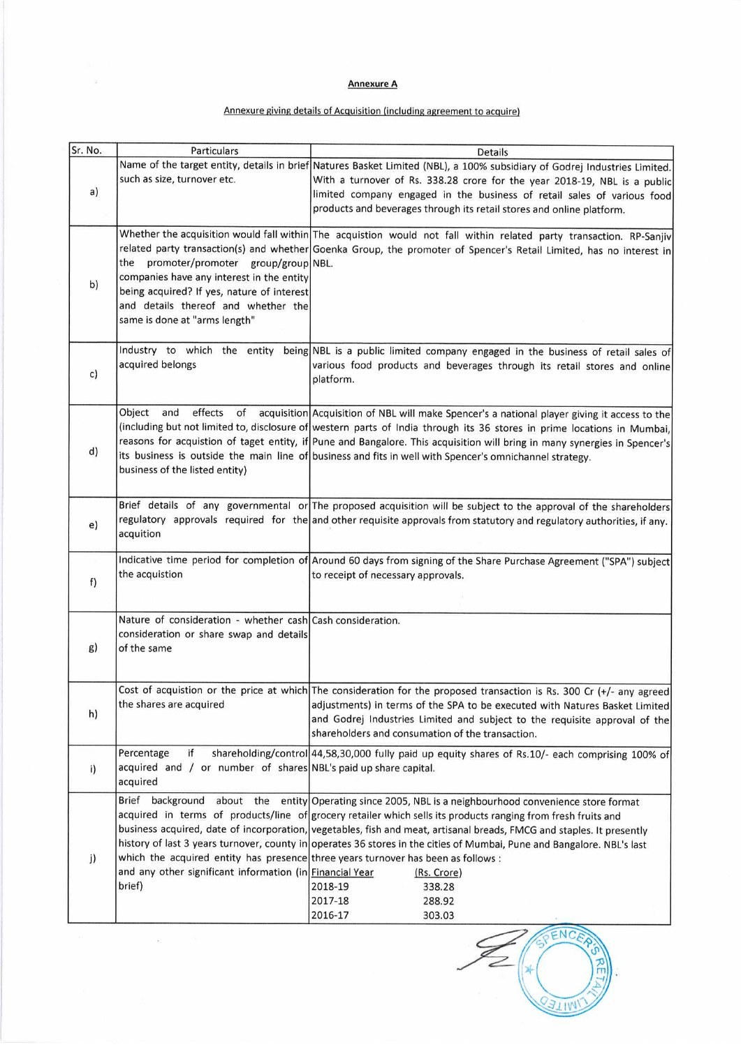**Annexure A**

Annexure giving details of Acquisition (including agreement to acquire)

| Sr. No. | Particulars | Details |
|---|---|---|
| a) | Name of the target entity, details in brief such as size, turnover etc. | Natures Basket Limited (NBL), a 100% subsidiary of Godrej Industries Limited. With a turnover of Rs. 338.28 crore for the year 2018-19, NBL is a public limited company engaged in the business of retail sales of various food products and beverages through its retail stores and online platform. |
| b) | Whether the acquisition would fall within related party transaction(s) and whether the promoter/promoter group/group companies have any interest in the entity being acquired? If yes, nature of interest and details thereof and whether the same is done at "arms length" | The acquistion would not fall within related party transaction. RP-Sanjiv Goenka Group, the promoter of Spencer's Retail Limited, has no interest in NBL. |
| c) | Industry to which the entity being acquired belongs | NBL is a public limited company engaged in the business of retail sales of various food products and beverages through its retail stores and online platform. |
| d) | Object and effects of acquisition (including but not limited to, disclosure of reasons for acquistion of taget entity, if its business is outside the main line of business of the listed entity) | Acquisition of NBL will make Spencer's a national player giving it access to the western parts of India through its 36 stores in prime locations in Mumbai, Pune and Bangalore. This acquisition will bring in many synergies in Spencer's business and fits in well with Spencer's omnichannel strategy. |
| e) | Brief details of any governmental or regulatory approvals required for the acquition | The proposed acquisition will be subject to the approval of the shareholders and other requisite approvals from statutory and regulatory authorities, if any. |
| f) | Indicative time period for completion of the acquistion | Around 60 days from signing of the Share Purchase Agreement ("SPA") subject to receipt of necessary approvals. |
| g) | Nature of consideration - whether cash consideration or share swap and details of the same | Cash consideration. |
| h) | Cost of acquistion or the price at which the shares are acquired | The consideration for the proposed transaction is Rs. 300 Cr (+/- any agreed adjustments) in terms of the SPA to be executed with Natures Basket Limited and Godrej Industries Limited and subject to the requisite approval of the shareholders and consumation of the transaction. |
| i) | Percentage if shareholding/control acquired and / or number of shares acquired | 44,58,30,000 fully paid up equity shares of Rs.10/- each comprising 100% of NBL's paid up share capital. |
| j) | Brief background about the entity acquired in terms of products/line of business acquired, date of incorporation, history of last 3 years turnover, county in which the acquired entity has presence and any other significant information (in brief) | Operating since 2005, NBL is a neighbourhood convenience store format grocery retailer which sells its products ranging from fresh fruits and vegetables, fish and meat, artisanal breads, FMCG and staples. It presently operates 36 stores in the cities of Mumbai, Pune and Bangalore. NBL's last three years turnover has been as follows :<br>Financial Year (Rs. Crore)<br>2018-19 338.28<br>2017-18 288.92<br>2016-17 303.03 |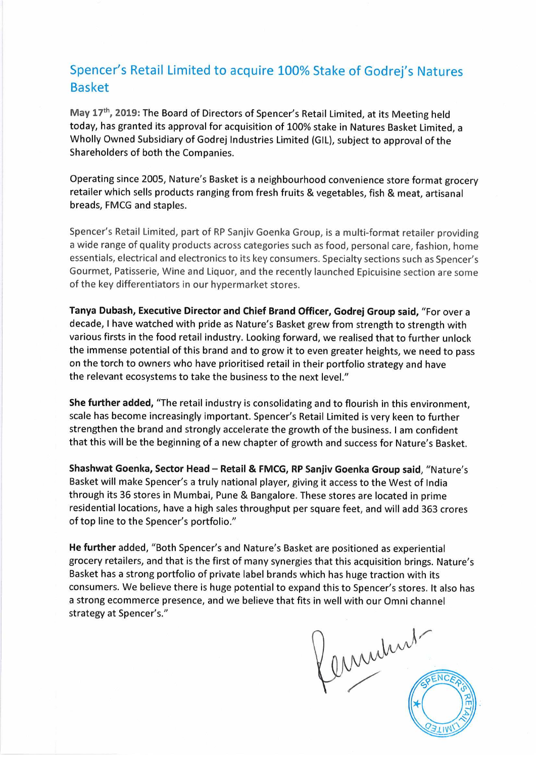## Spencer's Retail Limited to acquire 100% Stake of Godrej's Natures Basket

**May 17th, 2019:** The Board of Directors of Spencer's Retail Limited, at its Meeting held today, has granted its approval for acquisition of 100% stake in Natures Basket Limited, a Wholly Owned Subsidiary of Godrej Industries Limited (GIL), subject to approval of the Shareholders of both the Companies.

Operating since 2005, Nature's Basket is a neighbourhood convenience store format grocery retailer which sells products ranging from fresh fruits & vegetables, fish & meat, artisanal breads, FMCG and staples.

Spencer's Retail Limited, part of RP Sanjiv Goenka Group, is a multi-format retailer providing a wide range of quality products across categories such as food, personal care, fashion, home essentials, electrical and electronics to its key consumers. Specialty sections such as Spencer's Gourmet, Patisserie, Wine and Liquor, and the recently launched Epicuisine section are some of the key differentiators in our hypermarket stores.

**Tanya Dubash, Executive Director and Chief Brand Officer, Godrej Group said,** "For over a decade, I have watched with pride as Nature's Basket grew from strength to strength with various firsts in the food retail industry. Looking forward, we realised that to further unlock the immense potential of this brand and to grow it to even greater heights, we need to pass on the torch to owners who have prioritised retail in their portfolio strategy and have the relevant ecosystems to take the business to the next level."

**She further added,** "The retail industry is consolidating and to flourish in this environment, scale has become increasingly important. Spencer's Retail Limited is very keen to further strengthen the brand and strongly accelerate the growth of the business. I am confident that this will be the beginning of a new chapter of growth and success for Nature's Basket.

**Shashwat Goenka, Sector Head – Retail & FMCG, RP Sanjiv Goenka Group said**, "Nature's Basket will make Spencer's a truly national player, giving it access to the West of India through its 36 stores in Mumbai, Pune & Bangalore. These stores are located in prime residential locations, have a high sales throughput per square feet, and will add 363 crores of top line to the Spencer's portfolio."

**He further** added, "Both Spencer's and Nature's Basket are positioned as experiential grocery retailers, and that is the first of many synergies that this acquisition brings. Nature's Basket has a strong portfolio of private label brands which has huge traction with its consumers. We believe there is huge potential to expand this to Spencer's stores. It also has a strong ecommerce presence, and we believe that fits in well with our Omni channel strategy at Spencer's."